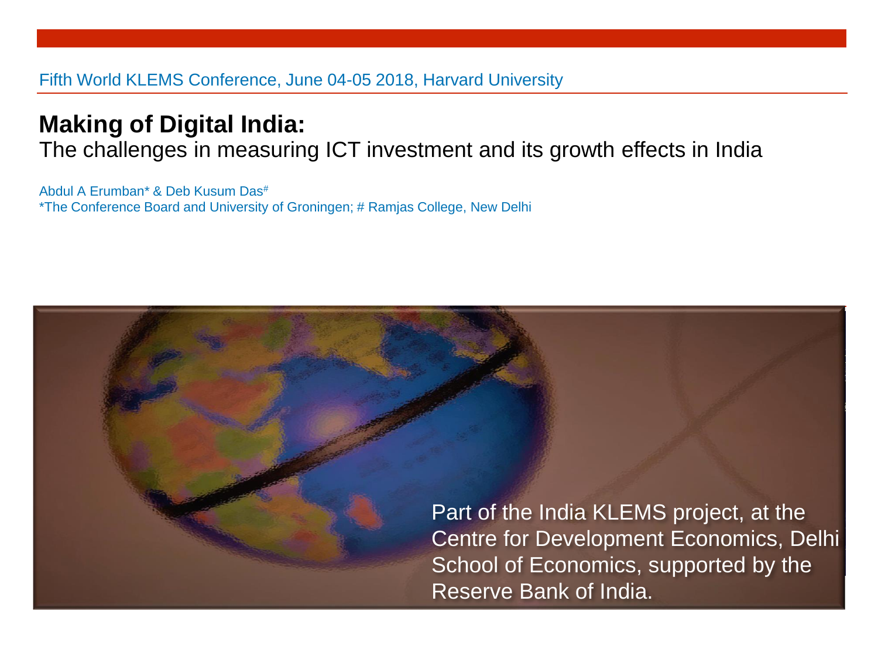Fifth World KLEMS Conference, June 04-05 2018, Harvard University

# Making of Digital India:

The challenges in measuring ICT investment and its growth effects in India

Abdul A Erumban* & Deb Kusum Das#
*The Conference Board and University of Groningen; # Ramjas College, New Delhi

Part of the India KLEMS project, at the Centre for Development Economics, Delhi School of Economics, supported by the Reserve Bank of India.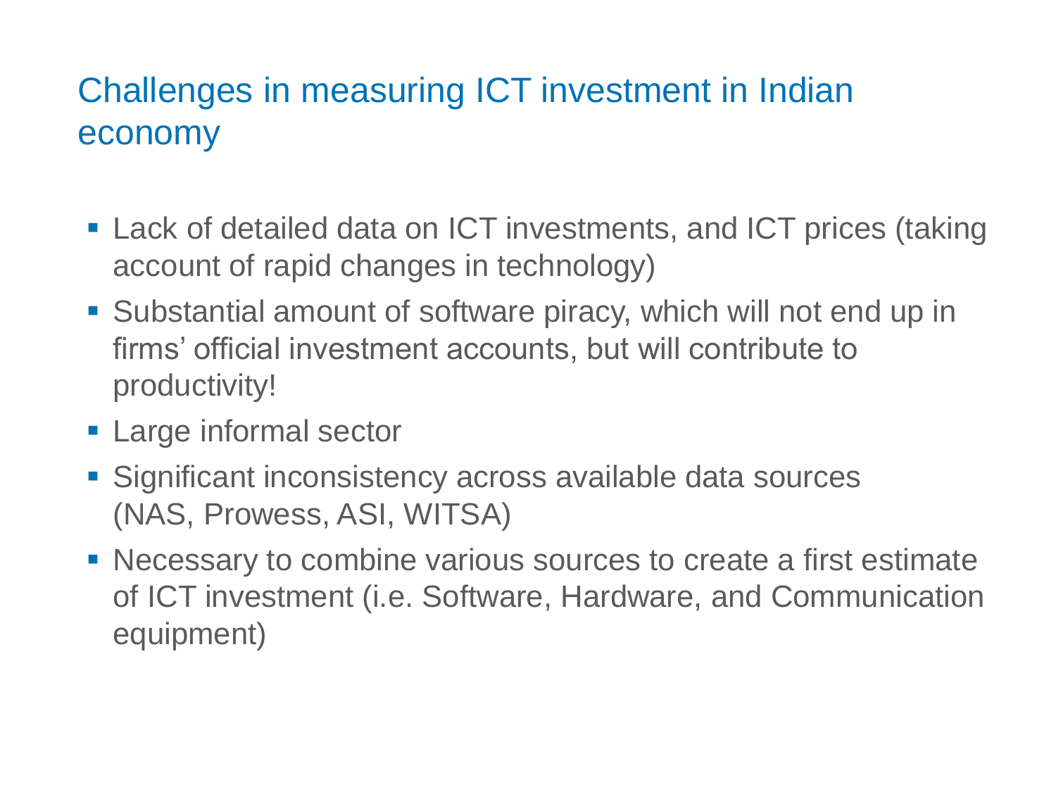# Challenges in measuring ICT investment in Indian economy

- Lack of detailed data on ICT investments, and ICT prices (taking account of rapid changes in technology)
- Substantial amount of software piracy, which will not end up in firms' official investment accounts, but will contribute to productivity!
- Large informal sector
- Significant inconsistency across available data sources (NAS, Prowess, ASI, WITSA)
- Necessary to combine various sources to create a first estimate of ICT investment (i.e. Software, Hardware, and Communication equipment)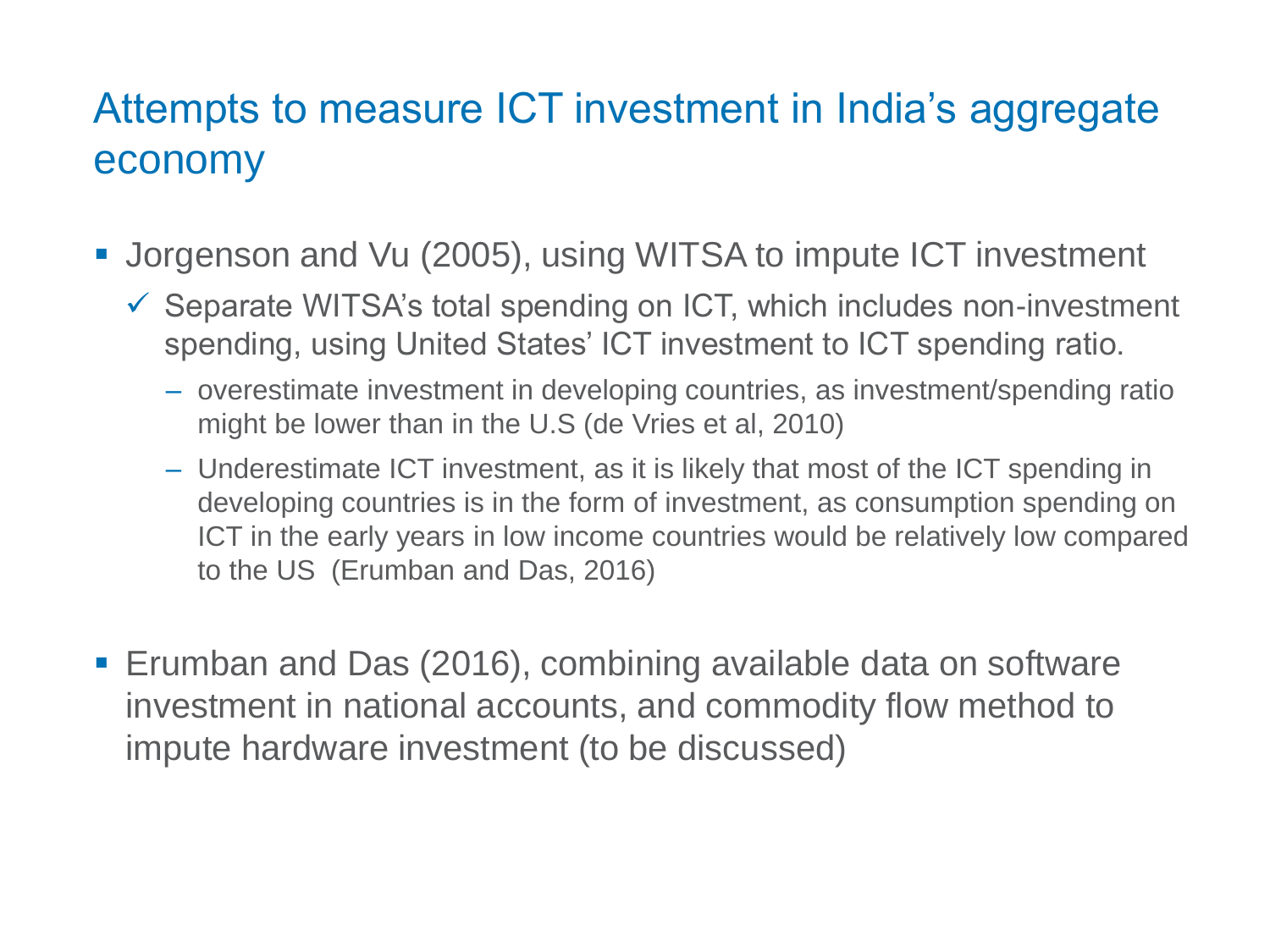# Attempts to measure ICT investment in India's aggregate economy

- Jorgenson and Vu (2005), using WITSA to impute ICT investment
  - ✓ Separate WITSA's total spending on ICT, which includes non-investment spending, using United States' ICT investment to ICT spending ratio.
    - overestimate investment in developing countries, as investment/spending ratio might be lower than in the U.S (de Vries et al, 2010)
    - Underestimate ICT investment, as it is likely that most of the ICT spending in developing countries is in the form of investment, as consumption spending on ICT in the early years in low income countries would be relatively low compared to the US (Erumban and Das, 2016)

- Erumban and Das (2016), combining available data on software investment in national accounts, and commodity flow method to impute hardware investment (to be discussed)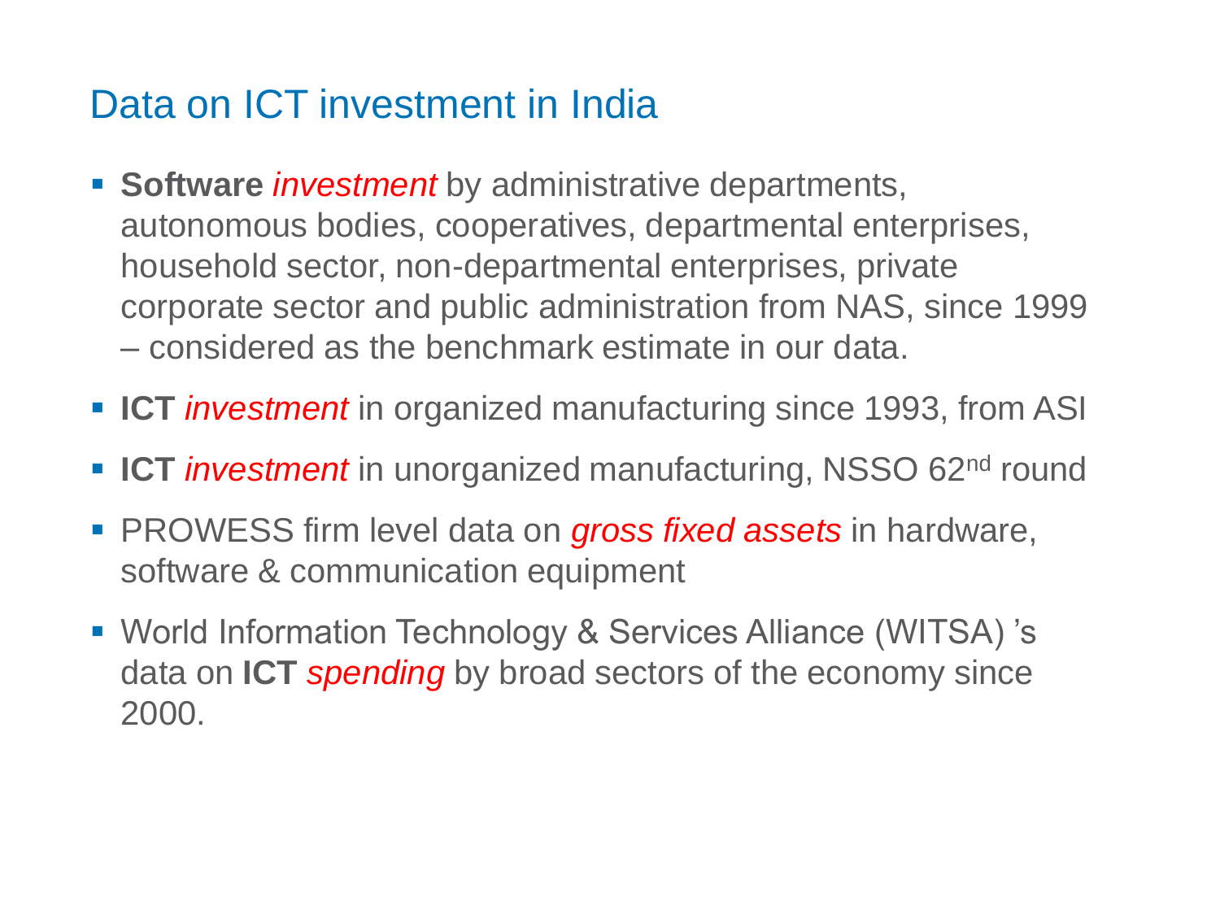# Data on ICT investment in India

- **Software** *investment* by administrative departments, autonomous bodies, cooperatives, departmental enterprises, household sector, non-departmental enterprises, private corporate sector and public administration from NAS, since 1999 – considered as the benchmark estimate in our data.
- **ICT** *investment* in organized manufacturing since 1993, from ASI
- **ICT** *investment* in unorganized manufacturing, NSSO 62nd round
- PROWESS firm level data on *gross fixed assets* in hardware, software & communication equipment
- World Information Technology & Services Alliance (WITSA) 's data on **ICT** *spending* by broad sectors of the economy since 2000.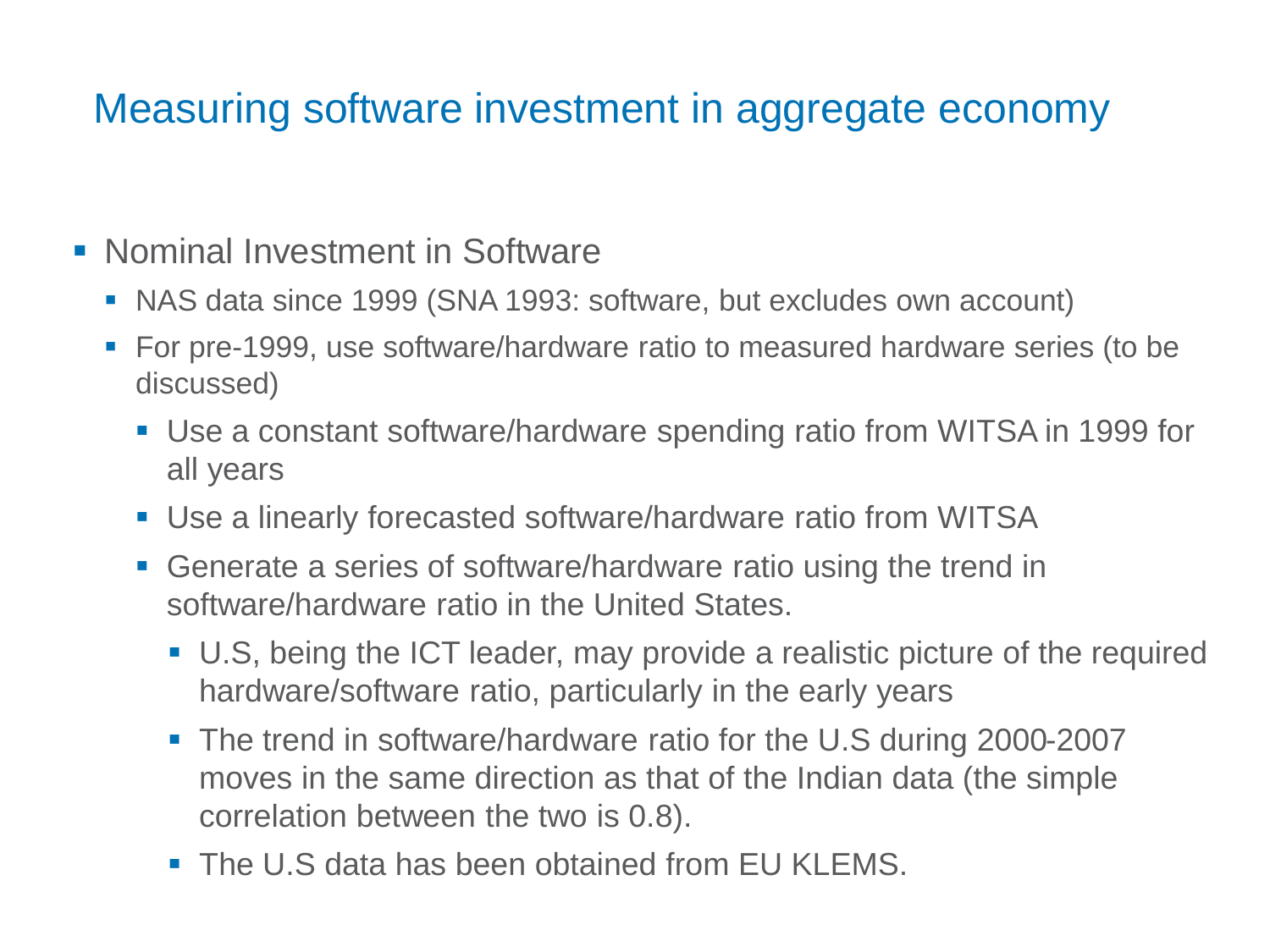# Measuring software investment in aggregate economy

- Nominal Investment in Software
  - NAS data since 1999 (SNA 1993: software, but excludes own account)
  - For pre-1999, use software/hardware ratio to measured hardware series (to be discussed)
    - Use a constant software/hardware spending ratio from WITSA in 1999 for all years
    - Use a linearly forecasted software/hardware ratio from WITSA
    - Generate a series of software/hardware ratio using the trend in software/hardware ratio in the United States.
      - U.S, being the ICT leader, may provide a realistic picture of the required hardware/software ratio, particularly in the early years
      - The trend in software/hardware ratio for the U.S during 2000-2007 moves in the same direction as that of the Indian data (the simple correlation between the two is 0.8).
      - The U.S data has been obtained from EU KLEMS.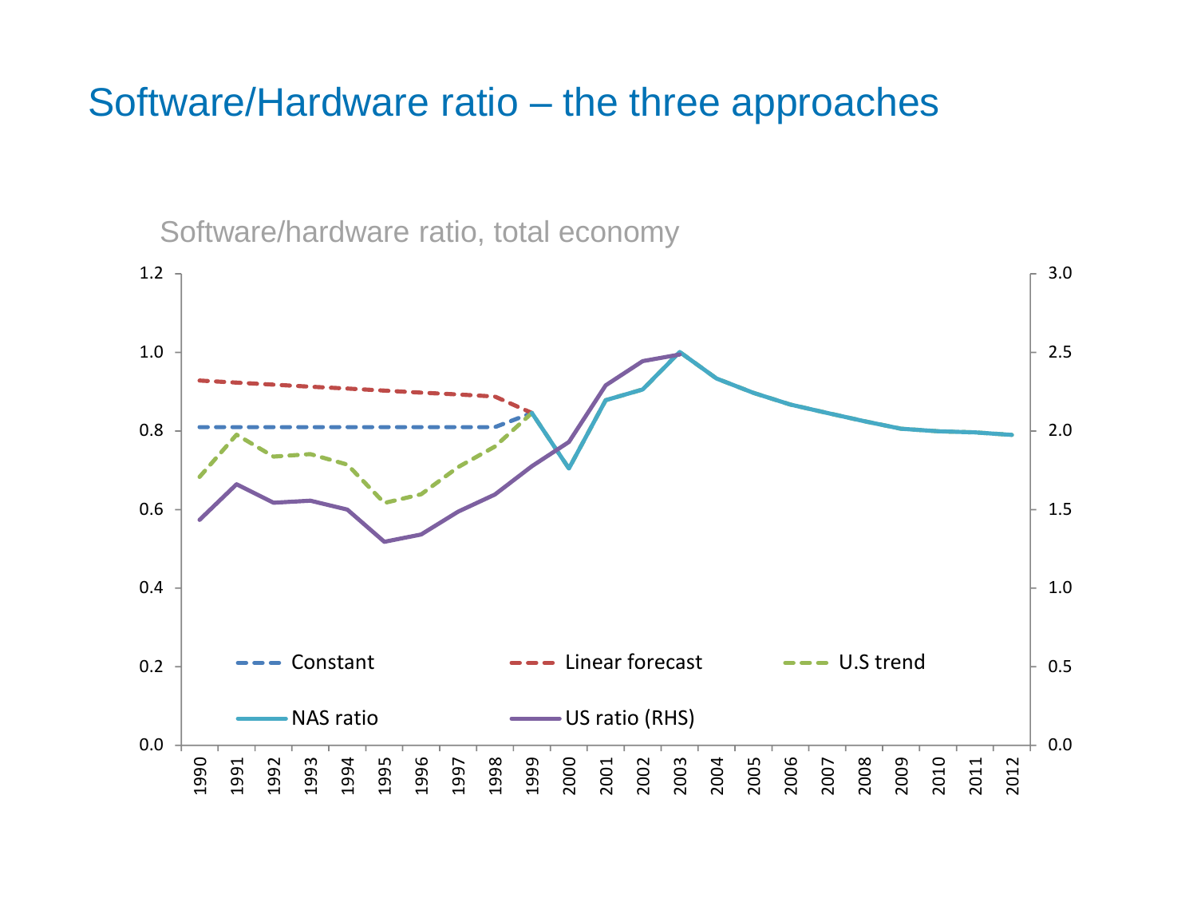# Software/Hardware ratio – the three approaches

Software/hardware ratio, total economy

Constant | Linear forecast | U.S trend | NAS ratio | US ratio (RHS)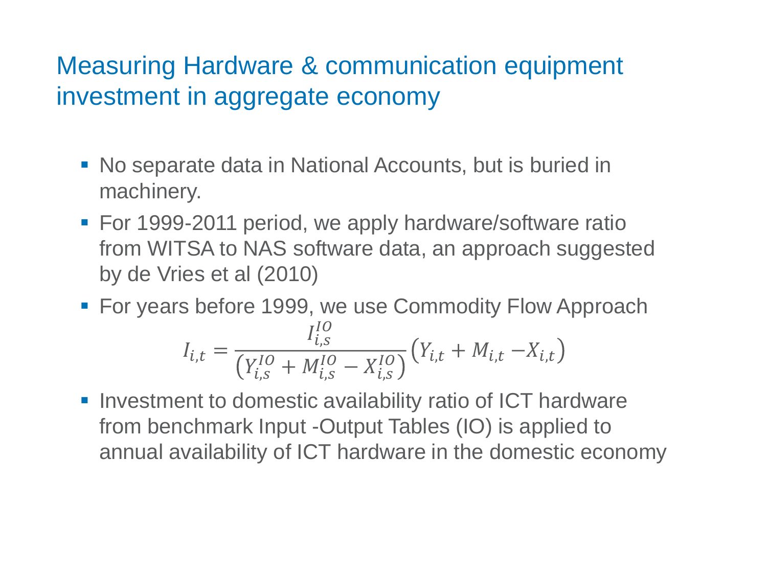# Measuring Hardware & communication equipment investment in aggregate economy

- No separate data in National Accounts, but is buried in machinery.
- For 1999-2011 period, we apply hardware/software ratio from WITSA to NAS software data, an approach suggested by de Vries et al (2010)
- For years before 1999, we use Commodity Flow Approach

$$I_{i,t} = \frac{I_{i,s}^{IO}}{\left(Y_{i,s}^{IO} + M_{i,s}^{IO} - X_{i,s}^{IO}\right)} \left(Y_{i,t} + M_{i,t} - X_{i,t}\right)$$

- Investment to domestic availability ratio of ICT hardware from benchmark Input -Output Tables (IO) is applied to annual availability of ICT hardware in the domestic economy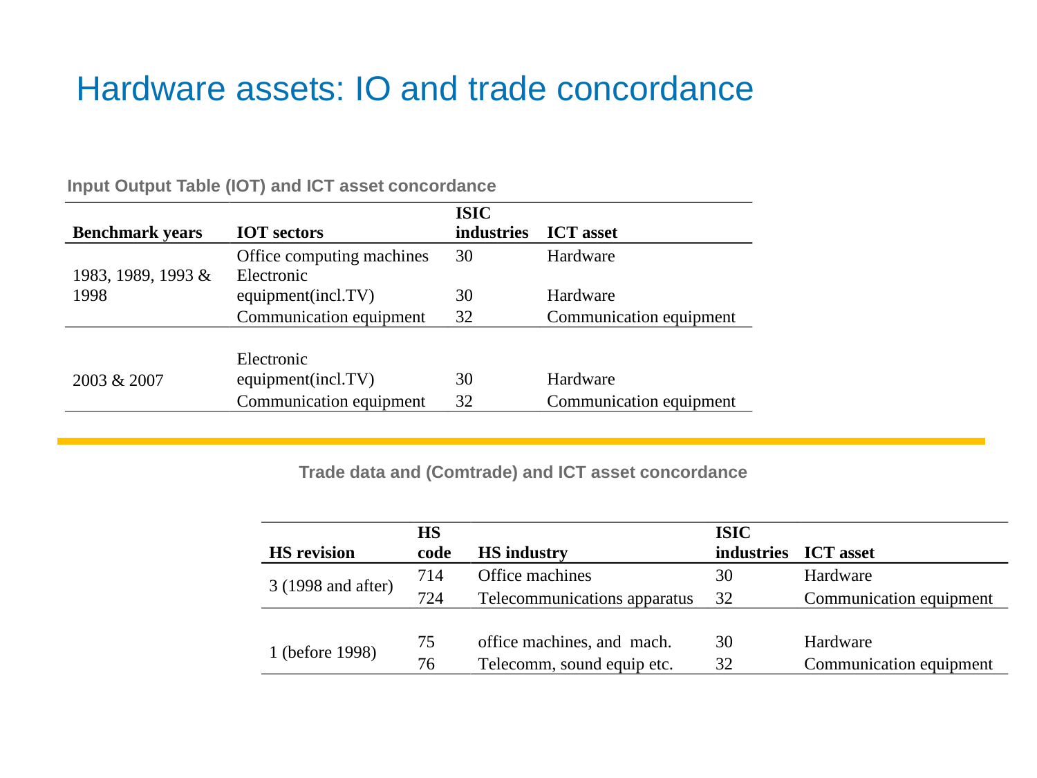# Hardware assets: IO and trade concordance

**Input Output Table (IOT) and ICT asset concordance**

| Benchmark years | IOT sectors | ISIC industries | ICT asset |
|---|---|---|---|
| 1983, 1989, 1993 & 1998 | Office computing machines | 30 | Hardware |
| | Electronic equipment(incl.TV) | 30 | Hardware |
| | Communication equipment | 32 | Communication equipment |
| 2003 & 2007 | Electronic equipment(incl.TV) | 30 | Hardware |
| | Communication equipment | 32 | Communication equipment |

**Trade data and (Comtrade) and ICT asset concordance**

| HS revision | HS code | HS industry | ISIC industries | ICT asset |
|---|---|---|---|---|
| 3 (1998 and after) | 714 | Office machines | 30 | Hardware |
| | 724 | Telecommunications apparatus | 32 | Communication equipment |
| 1 (before 1998) | 75 | office machines, and mach. | 30 | Hardware |
| | 76 | Telecomm, sound equip etc. | 32 | Communication equipment |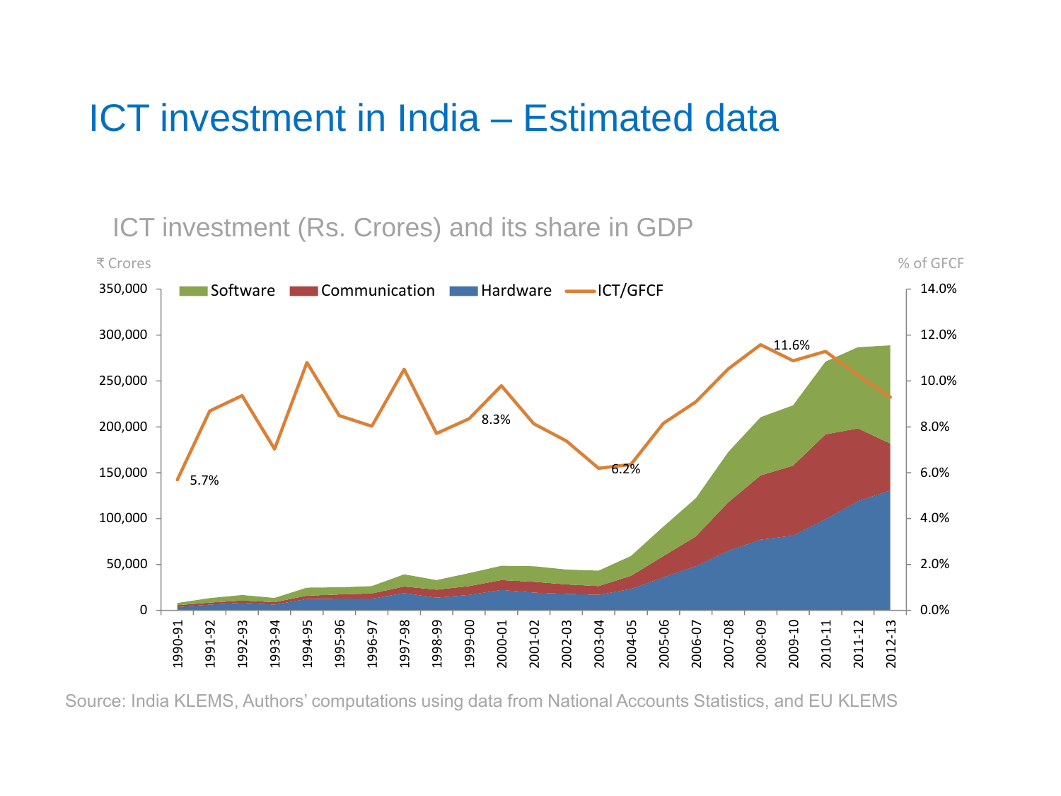# ICT investment in India – Estimated data

ICT investment (Rs. Crores) and its share in GDP

₹ Crores

% of GFCF

Software | Communication | Hardware | ICT/GFCF

5.7%

8.3%

6.2%

11.6%

Source: India KLEMS, Authors' computations using data from National Accounts Statistics, and EU KLEMS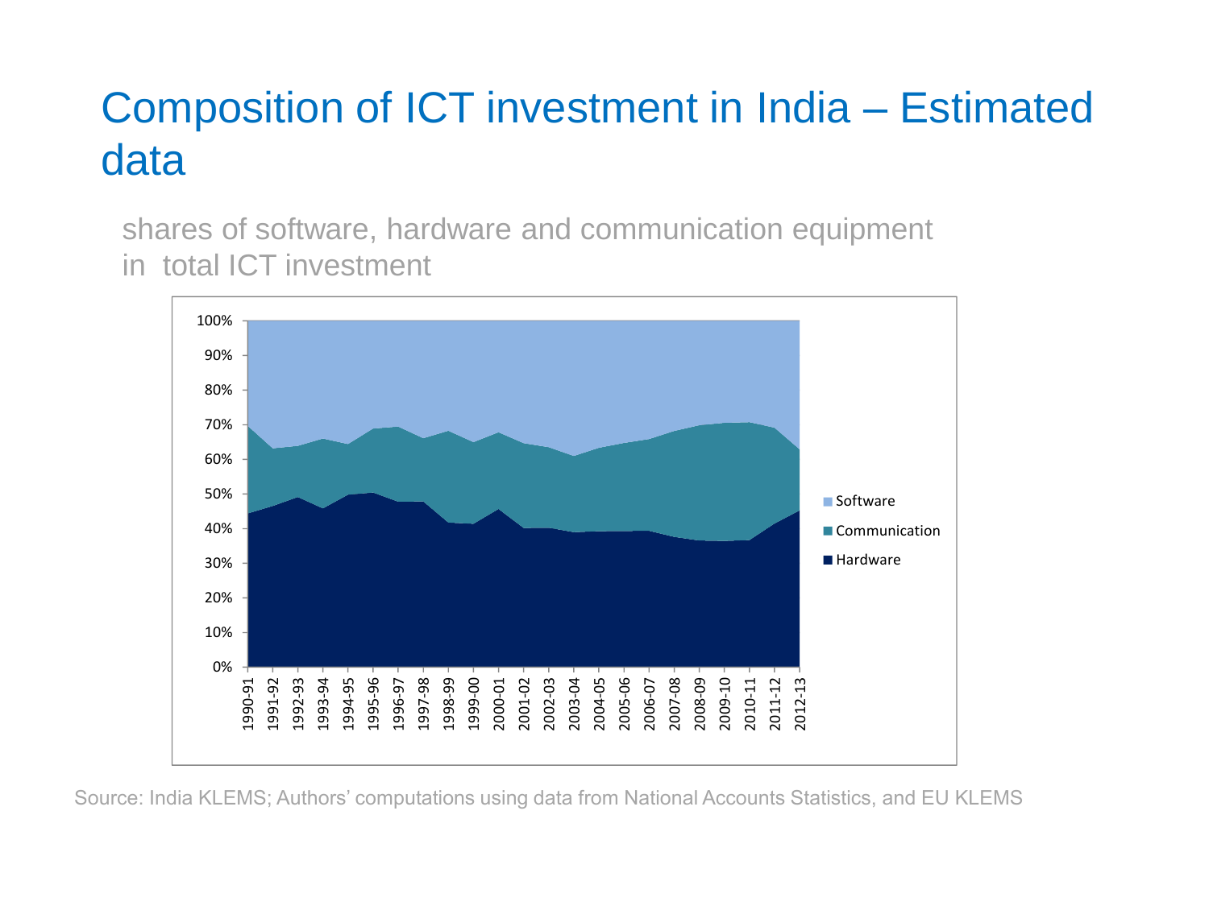# Composition of ICT investment in India – Estimated data

shares of software, hardware and communication equipment in total ICT investment

Source: India KLEMS; Authors' computations using data from National Accounts Statistics, and EU KLEMS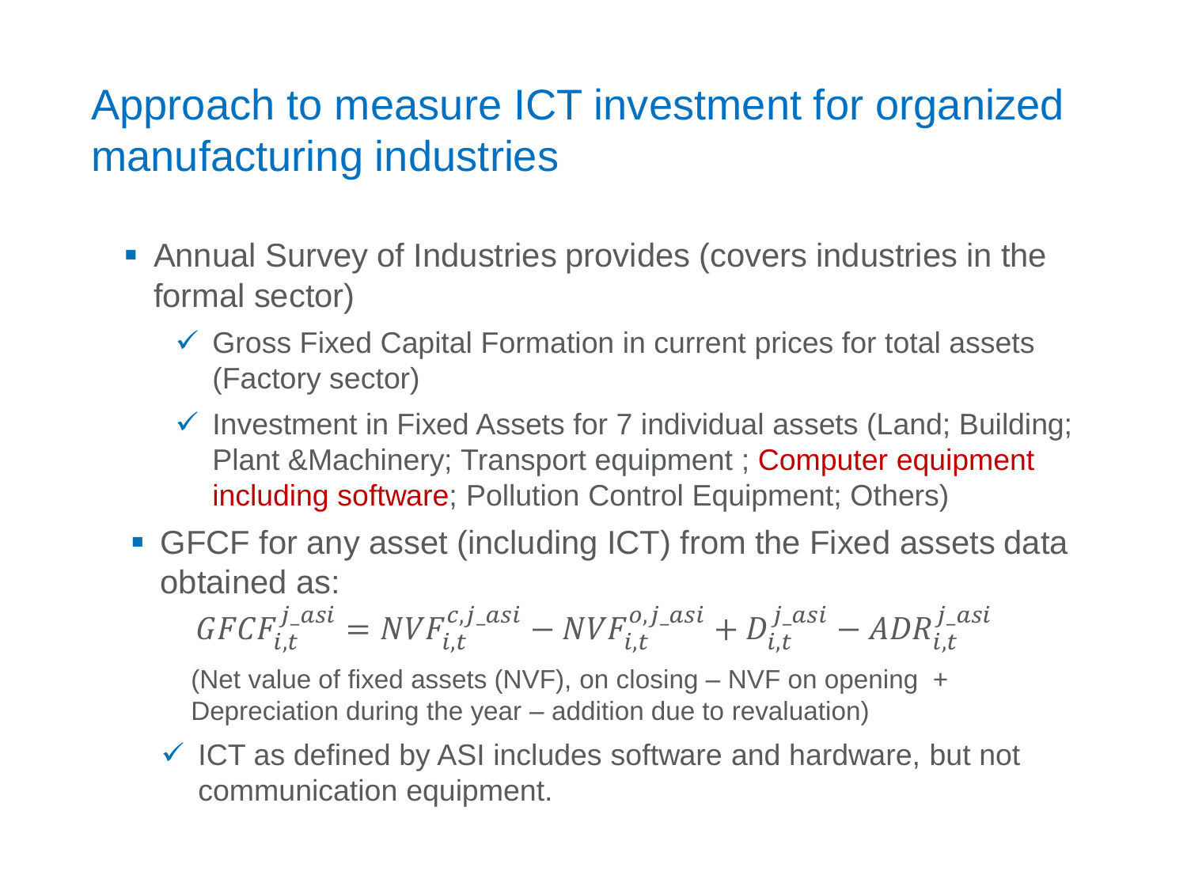# Approach to measure ICT investment for organized manufacturing industries

- Annual Survey of Industries provides (covers industries in the formal sector)
  - ✓ Gross Fixed Capital Formation in current prices for total assets (Factory sector)
  - ✓ Investment in Fixed Assets for 7 individual assets (Land; Building; Plant &Machinery; Transport equipment ; Computer equipment including software; Pollution Control Equipment; Others)
- GFCF for any asset (including ICT) from the Fixed assets data obtained as:

$$GFCF_{i,t}^{j\_asi} = NVF_{i,t}^{c,j\_asi} - NVF_{i,t}^{o,j\_asi} + D_{i,t}^{j\_asi} - ADR_{i,t}^{j\_asi}$$

(Net value of fixed assets (NVF), on closing – NVF on opening + Depreciation during the year – addition due to revaluation)

- ✓ ICT as defined by ASI includes software and hardware, but not communication equipment.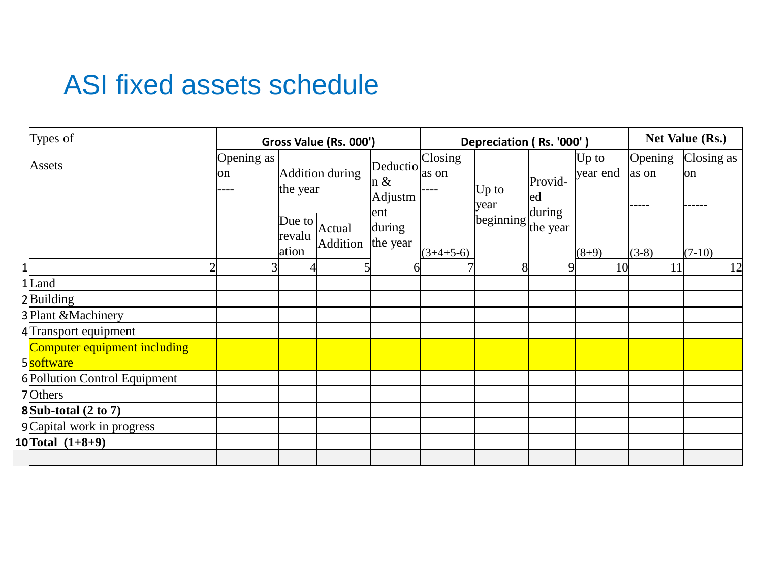# ASI fixed assets schedule

| Types of Assets | | Gross Value (Rs. 000') | | | | | Depreciation ( Rs. '000' ) | | | Net Value (Rs.) | |
|---|---|---|---|---|---|---|---|---|---|---|---|
| | | Opening as on ---- | Addition during the year | | Deduction & Adjustment during the year | Closing as on ---- (3+4+5-6) | Up to year beginning | Provid-ed during the year | Up to year end (8+9) | Opening as on ----- (3-8) | Closing as on ------ (7-10) |
| | | | Due to revaluation | Actual Addition | | | | | | | |
| 1 | 2 | 3 | 4 | 5 | 6 | 7 | 8 | 9 | 10 | 11 | 12 |
| 1 | Land | | | | | | | | | | |
| 2 | Building | | | | | | | | | | |
| 3 | Plant &Machinery | | | | | | | | | | |
| 4 | Transport equipment | | | | | | | | | | |
| 5 | Computer equipment including software | | | | | | | | | | |
| 6 | Pollution Control Equipment | | | | | | | | | | |
| 7 | Others | | | | | | | | | | |
| 8 | **Sub-total (2 to 7)** | | | | | | | | | | |
| 9 | Capital work in progress | | | | | | | | | | |
| 10 | **Total (1+8+9)** | | | | | | | | | | |
| | | | | | | | | | | | |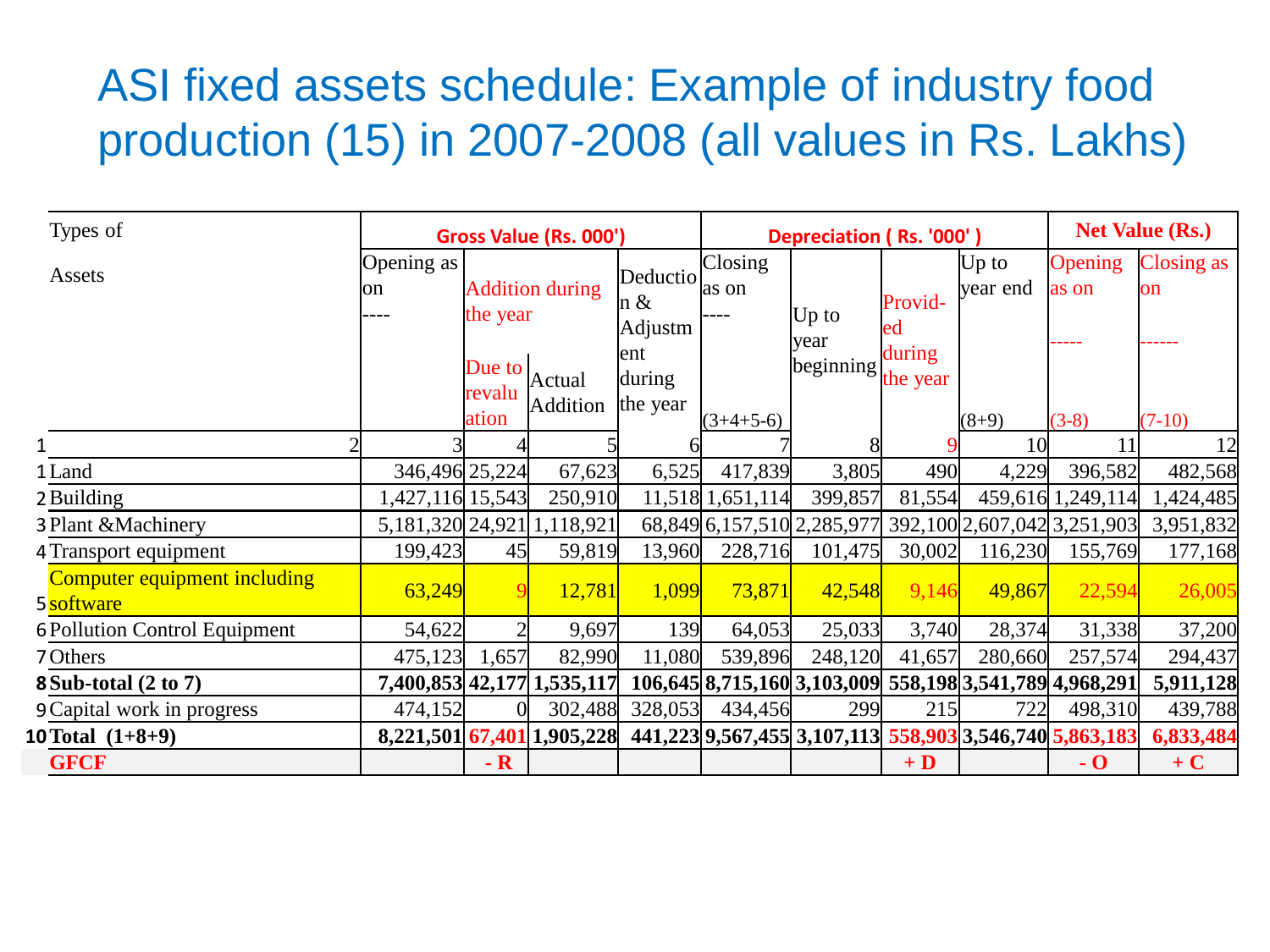# ASI fixed assets schedule: Example of industry food production (15) in 2007-2008 (all values in Rs. Lakhs)

| | Types of Assets | Gross Value (Rs. 000') | | | | | Depreciation ( Rs. '000' ) | | | Net Value (Rs.) | |
|---|---|---|---|---|---|---|---|---|---|---|---|
| | | Opening as on ---- | Addition during the year | | Deduction & Adjustment during the year | Closing as on ---- | Up to year beginning | Provid-ed during the year | Up to year end | Opening as on ----- | Closing as on ------ |
| | | | Due to revaluation | Actual Addition | | (3+4+5-6) | | | (8+9) | (3-8) | (7-10) |
| 1 | 2 | 3 | 4 | 5 | 6 | 7 | 8 | 9 | 10 | 11 | 12 |
| 1 | Land | 346,496 | 25,224 | 67,623 | 6,525 | 417,839 | 3,805 | 490 | 4,229 | 396,582 | 482,568 |
| 2 | Building | 1,427,116 | 15,543 | 250,910 | 11,518 | 1,651,114 | 399,857 | 81,554 | 459,616 | 1,249,114 | 1,424,485 |
| 3 | Plant &Machinery | 5,181,320 | 24,921 | 1,118,921 | 68,849 | 6,157,510 | 2,285,977 | 392,100 | 2,607,042 | 3,251,903 | 3,951,832 |
| 4 | Transport equipment | 199,423 | 45 | 59,819 | 13,960 | 228,716 | 101,475 | 30,002 | 116,230 | 155,769 | 177,168 |
| 5 | Computer equipment including software | 63,249 | 9 | 12,781 | 1,099 | 73,871 | 42,548 | 9,146 | 49,867 | 22,594 | 26,005 |
| 6 | Pollution Control Equipment | 54,622 | 2 | 9,697 | 139 | 64,053 | 25,033 | 3,740 | 28,374 | 31,338 | 37,200 |
| 7 | Others | 475,123 | 1,657 | 82,990 | 11,080 | 539,896 | 248,120 | 41,657 | 280,660 | 257,574 | 294,437 |
| 8 | **Sub-total (2 to 7)** | **7,400,853** | **42,177** | **1,535,117** | **106,645** | **8,715,160** | **3,103,009** | **558,198** | **3,541,789** | **4,968,291** | **5,911,128** |
| 9 | Capital work in progress | 474,152 | 0 | 302,488 | 328,053 | 434,456 | 299 | 215 | 722 | 498,310 | 439,788 |
| 10 | **Total (1+8+9)** | **8,221,501** | **67,401** | **1,905,228** | **441,223** | **9,567,455** | **3,107,113** | **558,903** | **3,546,740** | **5,863,183** | **6,833,484** |
| | **GFCF** | | **- R** | | | | | **+ D** | | **- O** | **+ C** |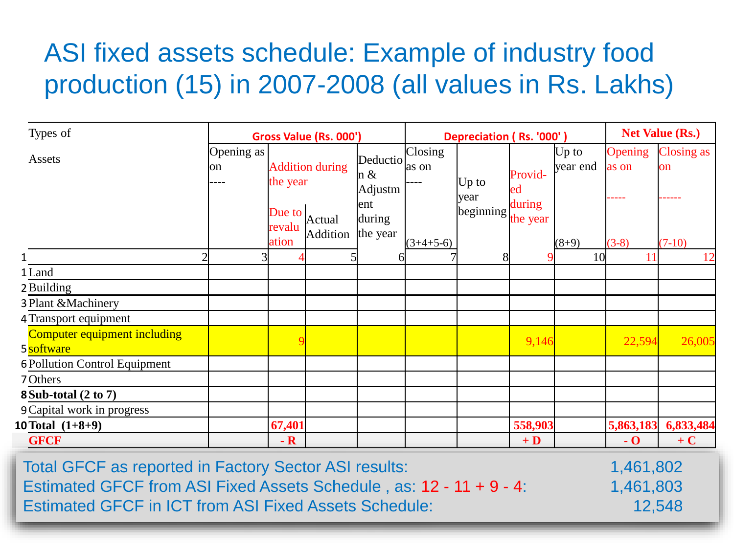# ASI fixed assets schedule: Example of industry food production (15) in 2007-2008 (all values in Rs. Lakhs)

| | Types of Assets | Gross Value (Rs. 000') | | | | | Depreciation ( Rs. '000' ) | | | Net Value (Rs.) | |
|---|---|---|---|---|---|---|---|---|---|---|---|
| | | Opening as on ---- | Addition during the year | | Deduction & Adjustment during the year | Closing as on ---- | Up to year beginning | Provid-ed during the year | Up to year end | Opening as on ----- | Closing as on ------ |
| | | | Due to revaluation | Actual Addition | | (3+4+5-6) | | | (8+9) | (3-8) | (7-10) |
| 1 | 2 | 3 | 4 | 5 | 6 | 7 | 8 | 9 | 10 | 11 | 12 |
| 1 | Land | | | | | | | | | | |
| 2 | Building | | | | | | | | | | |
| 3 | Plant &Machinery | | | | | | | | | | |
| 4 | Transport equipment | | | | | | | | | | |
| 5 | Computer equipment including software | | 9 | | | | | 9,146 | | 22,594 | 26,005 |
| 6 | Pollution Control Equipment | | | | | | | | | | |
| 7 | Others | | | | | | | | | | |
| 8 | **Sub-total (2 to 7)** | | | | | | | | | | |
| 9 | Capital work in progress | | | | | | | | | | |
| 10 | **Total (1+8+9)** | | **67,401** | | | | | **558,903** | | **5,863,183** | **6,833,484** |
| | **GFCF** | | **- R** | | | | | **+ D** | | **- O** | **+ C** |

| | |
|---|---|
| Total GFCF as reported in Factory Sector ASI results: | 1,461,802 |
| Estimated GFCF from ASI Fixed Assets Schedule , as: 12 - 11 + 9 - 4: | 1,461,803 |
| Estimated GFCF in ICT from ASI Fixed Assets Schedule: | 12,548 |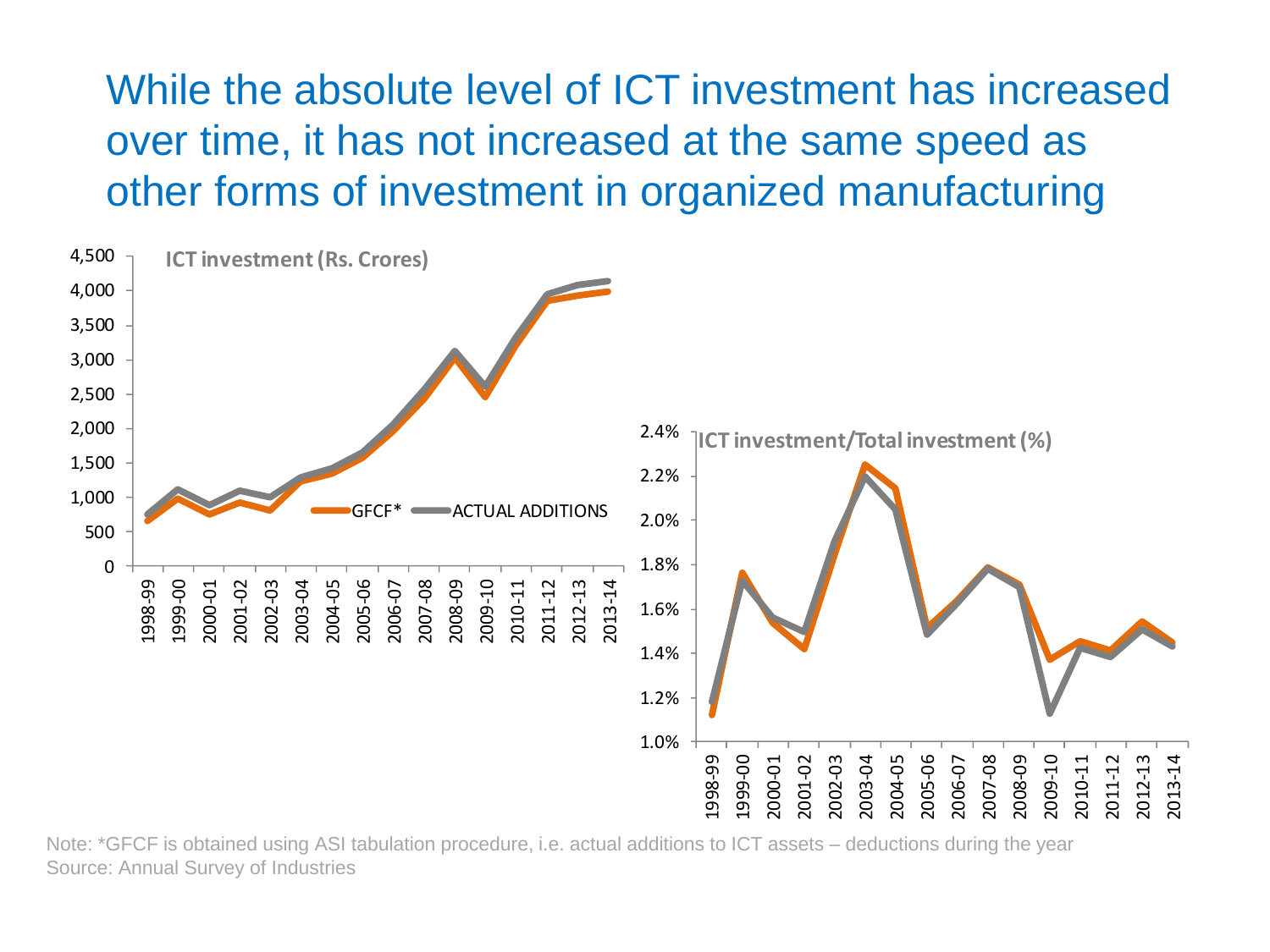# While the absolute level of ICT investment has increased over time, it has not increased at the same speed as other forms of investment in organized manufacturing

**ICT investment (Rs. Crores)**

GFCF* — ACTUAL ADDITIONS

**ICT investment/Total investment (%)**

Note: *GFCF is obtained using ASI tabulation procedure, i.e. actual additions to ICT assets – deductions during the year
Source: Annual Survey of Industries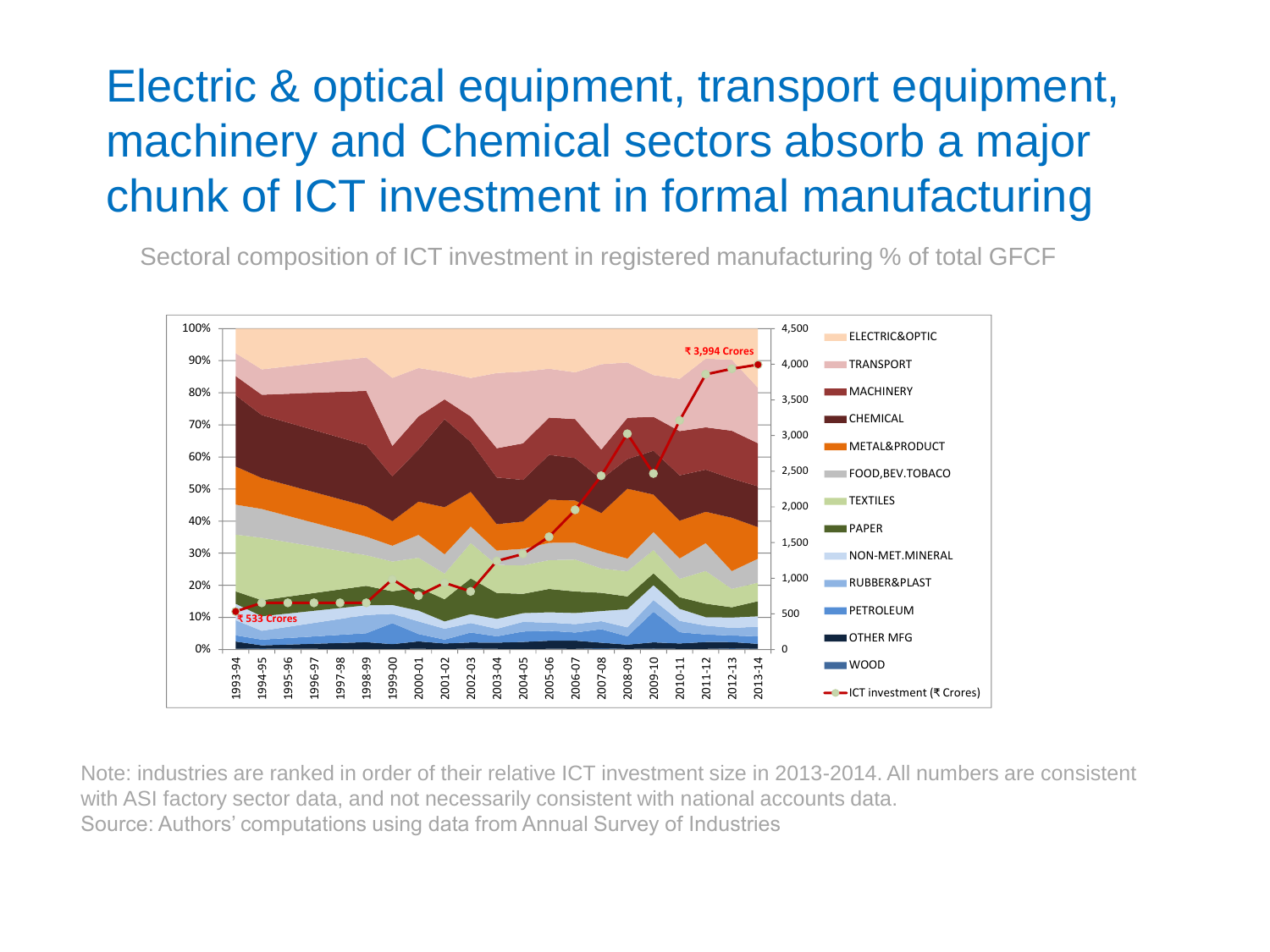# Electric & optical equipment, transport equipment, machinery and Chemical sectors absorb a major chunk of ICT investment in formal manufacturing

Sectoral composition of ICT investment in registered manufacturing % of total GFCF

Note: industries are ranked in order of their relative ICT investment size in 2013-2014. All numbers are consistent with ASI factory sector data, and not necessarily consistent with national accounts data.
Source: Authors' computations using data from Annual Survey of Industries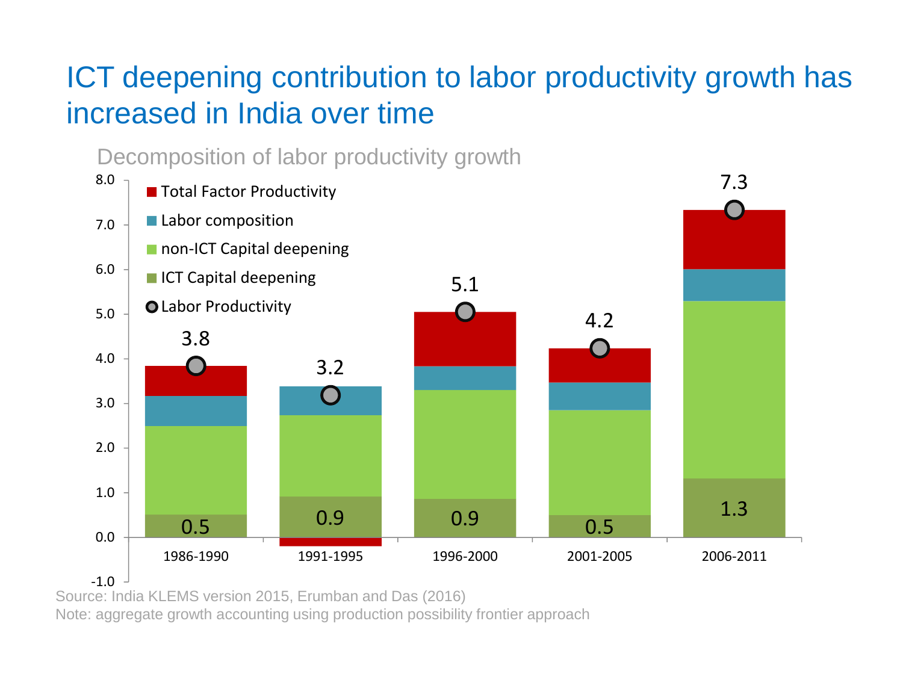# ICT deepening contribution to labor productivity growth has increased in India over time

Decomposition of labor productivity growth

| Period | ICT Capital deepening | Labor Productivity |
|---|---|---|
| 1986-1990 | 0.5 | 3.8 |
| 1991-1995 | 0.9 | 3.2 |
| 1996-2000 | 0.9 | 5.1 |
| 2001-2005 | 0.5 | 4.2 |
| 2006-2011 | 1.3 | 7.3 |

Legend: Total Factor Productivity; Labor composition; non-ICT Capital deepening; ICT Capital deepening; Labor Productivity

Source: India KLEMS version 2015, Erumban and Das (2016)

Note: aggregate growth accounting using production possibility frontier approach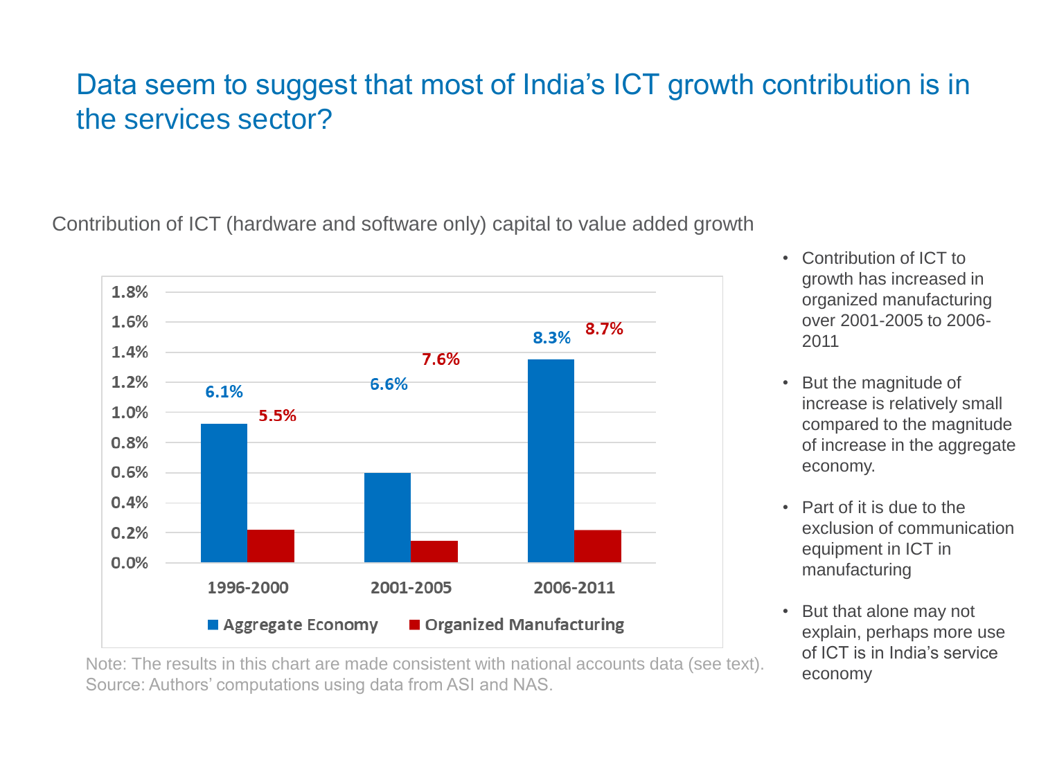# Data seem to suggest that most of India's ICT growth contribution is in the services sector?

Contribution of ICT (hardware and software only) capital to value added growth

| Period | Aggregate Economy | Organized Manufacturing |
| --- | --- | --- |
| 1996-2000 | 6.1% | 5.5% |
| 2001-2005 | 6.6% | 7.6% |
| 2006-2011 | 8.3% | 8.7% |

Note: The results in this chart are made consistent with national accounts data (see text).
Source: Authors' computations using data from ASI and NAS.

- Contribution of ICT to growth has increased in organized manufacturing over 2001-2005 to 2006-2011
- But the magnitude of increase is relatively small compared to the magnitude of increase in the aggregate economy.
- Part of it is due to the exclusion of communication equipment in ICT in manufacturing
- But that alone may not explain, perhaps more use of ICT is in India's service economy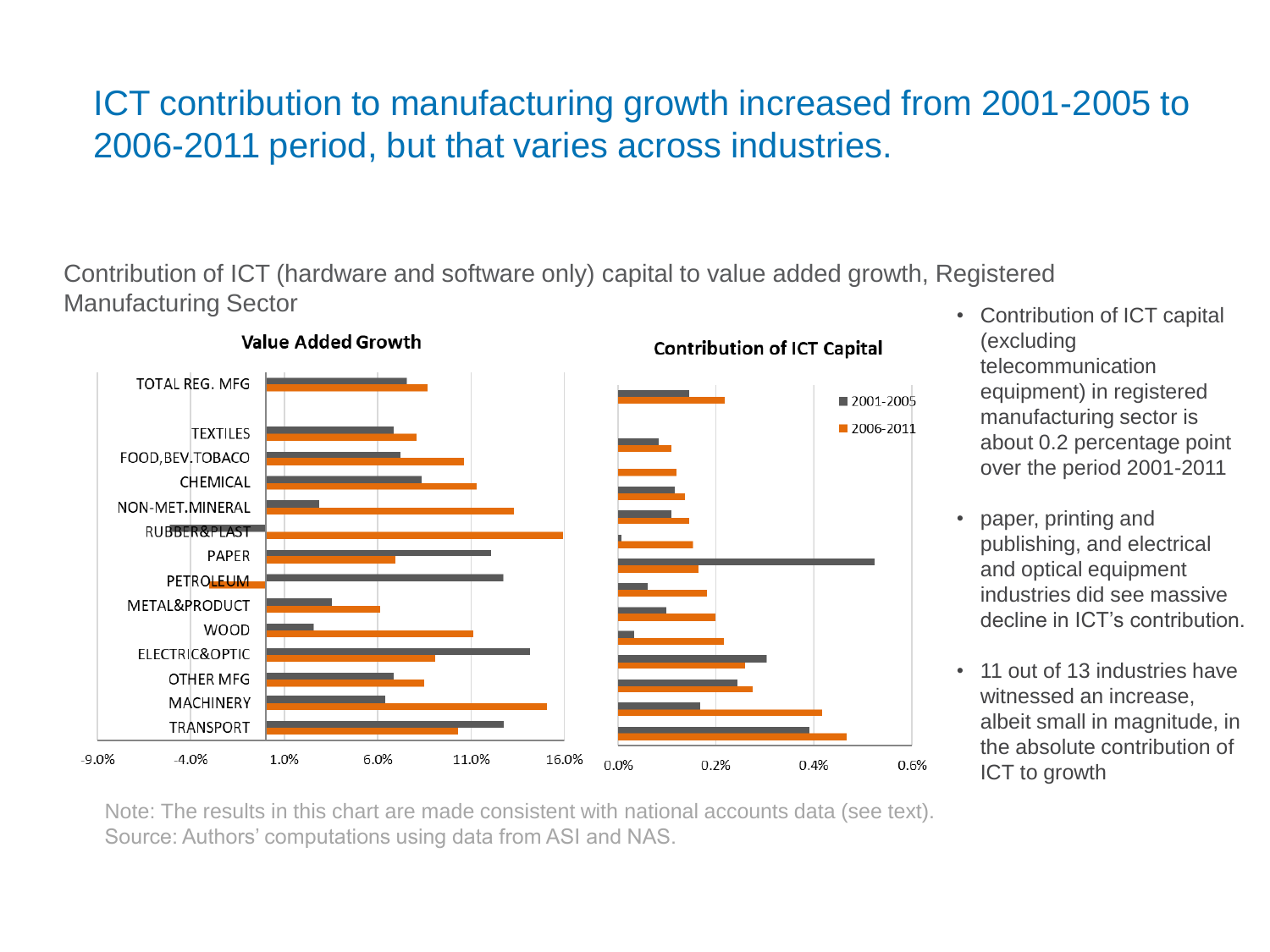# ICT contribution to manufacturing growth increased from 2001-2005 to 2006-2011 period, but that varies across industries.

Contribution of ICT (hardware and software only) capital to value added growth, Registered Manufacturing Sector

**Value Added Growth**

**Contribution of ICT Capital**

- Contribution of ICT capital (excluding telecommunication equipment) in registered manufacturing sector is about 0.2 percentage point over the period 2001-2011
- paper, printing and publishing, and electrical and optical equipment industries did see massive decline in ICT's contribution.
- 11 out of 13 industries have witnessed an increase, albeit small in magnitude, in the absolute contribution of ICT to growth

Note: The results in this chart are made consistent with national accounts data (see text).
Source: Authors' computations using data from ASI and NAS.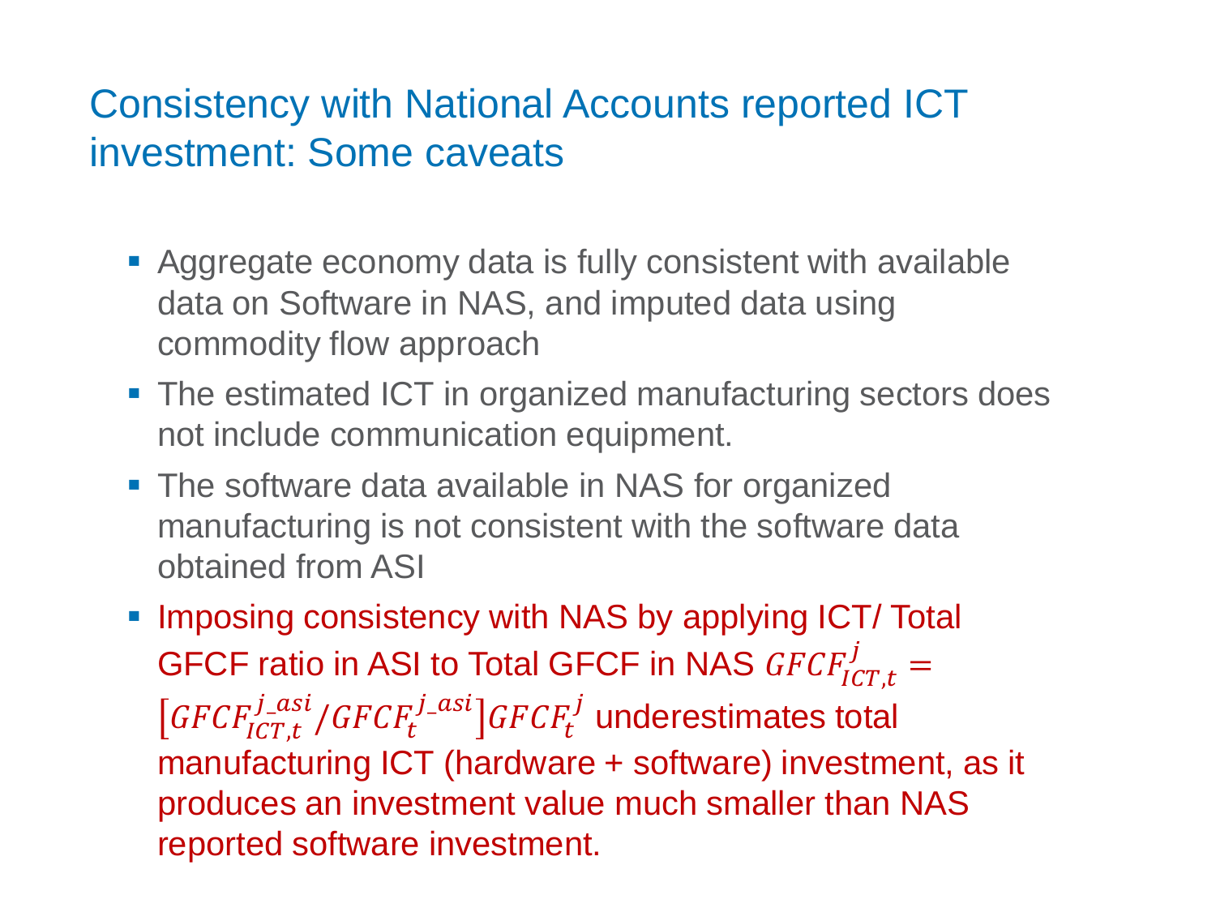# Consistency with National Accounts reported ICT investment: Some caveats

- Aggregate economy data is fully consistent with available data on Software in NAS, and imputed data using commodity flow approach
- The estimated ICT in organized manufacturing sectors does not include communication equipment.
- The software data available in NAS for organized manufacturing is not consistent with the software data obtained from ASI
- Imposing consistency with NAS by applying ICT/ Total GFCF ratio in ASI to Total GFCF in NAS $GFCF_{ICT,t}^{j} = \left[GFCF_{ICT,t}^{j\_asi} / GFCF_{t}^{j\_asi}\right] GFCF_{t}^{j}$ underestimates total manufacturing ICT (hardware + software) investment, as it produces an investment value much smaller than NAS reported software investment.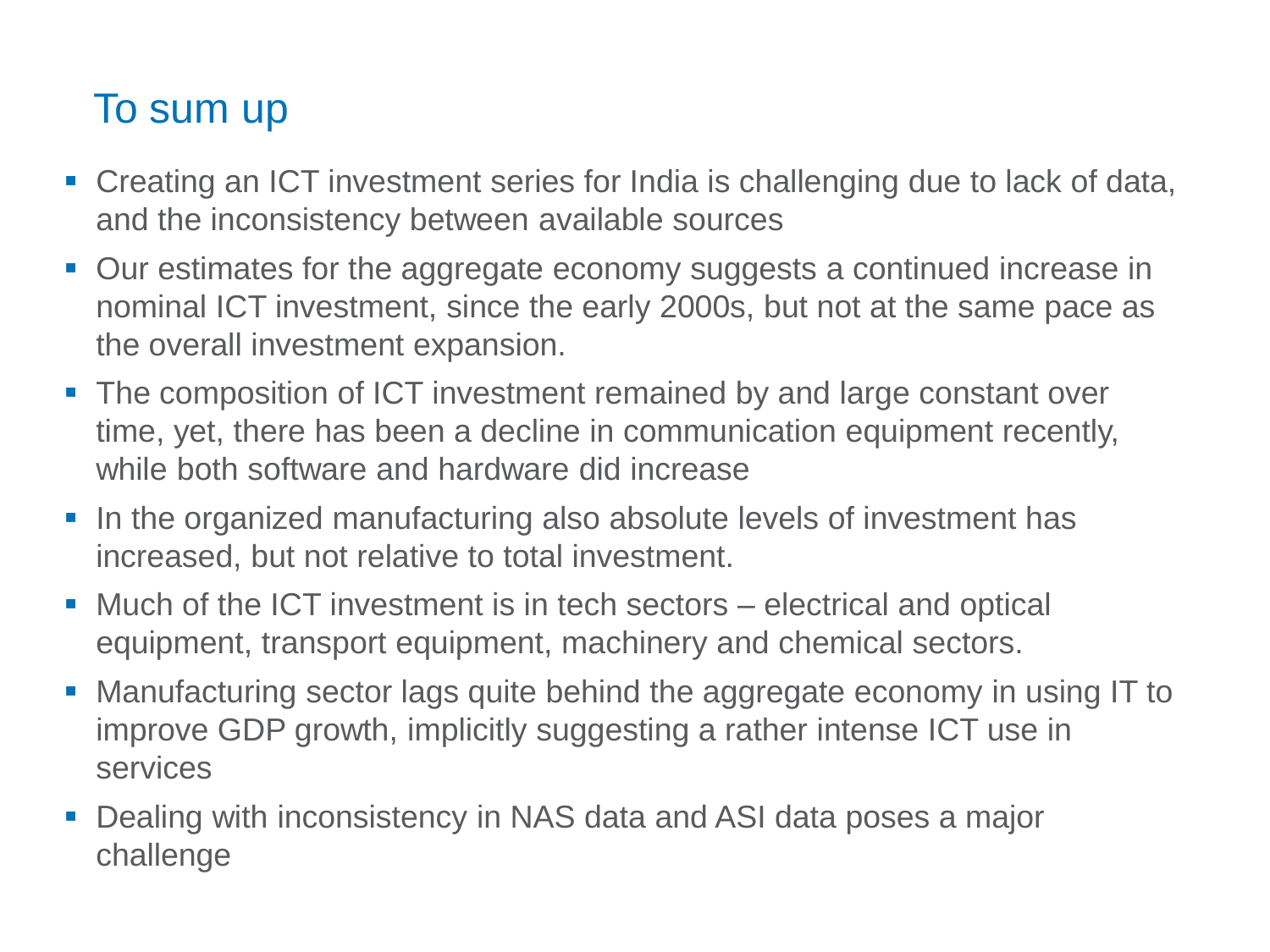# To sum up

- Creating an ICT investment series for India is challenging due to lack of data, and the inconsistency between available sources
- Our estimates for the aggregate economy suggests a continued increase in nominal ICT investment, since the early 2000s, but not at the same pace as the overall investment expansion.
- The composition of ICT investment remained by and large constant over time, yet, there has been a decline in communication equipment recently, while both software and hardware did increase
- In the organized manufacturing also absolute levels of investment has increased, but not relative to total investment.
- Much of the ICT investment is in tech sectors – electrical and optical equipment, transport equipment, machinery and chemical sectors.
- Manufacturing sector lags quite behind the aggregate economy in using IT to improve GDP growth, implicitly suggesting a rather intense ICT use in services
- Dealing with inconsistency in NAS data and ASI data poses a major challenge